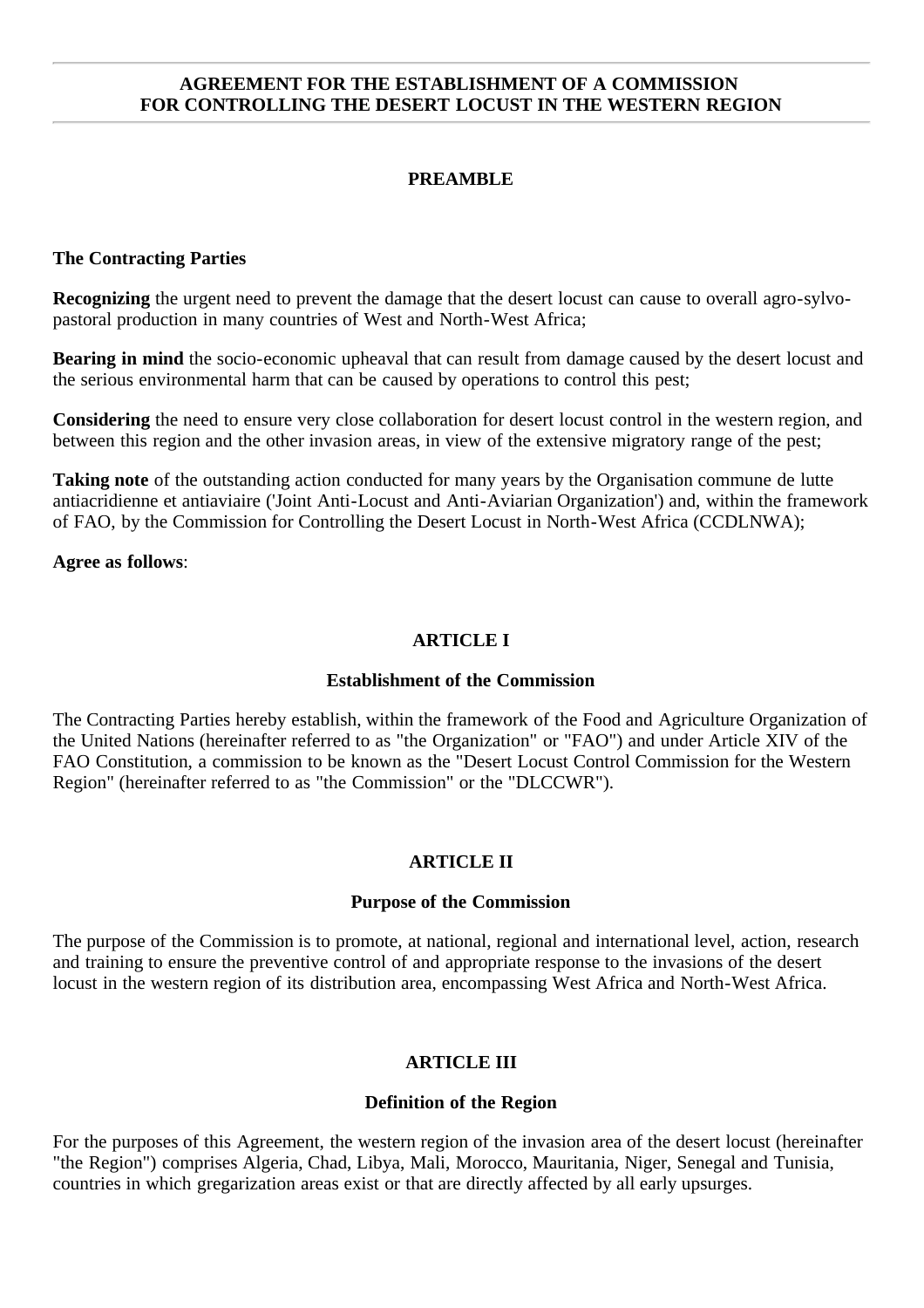# AGREEMENT FOR THE ESTABLISHMENT OF A COMMISSION FOR CONTROLLING THE DESERT LOCUST IN THE WESTERN REGION

## PREAMBLE

**The Contracting Parties**

**Recognizing** the urgent need to prevent the damage that the desert locust can cause to overall agro-sylvo-pastoral production in many countries of West and North-West Africa;

**Bearing in mind** the socio-economic upheaval that can result from damage caused by the desert locust and the serious environmental harm that can be caused by operations to control this pest;

**Considering** the need to ensure very close collaboration for desert locust control in the western region, and between this region and the other invasion areas, in view of the extensive migratory range of the pest;

**Taking note** of the outstanding action conducted for many years by the Organisation commune de lutte antiacridienne et antiaviaire ('Joint Anti-Locust and Anti-Aviarian Organization') and, within the framework of FAO, by the Commission for Controlling the Desert Locust in North-West Africa (CCDLNWA);

**Agree as follows**:

## ARTICLE I

### Establishment of the Commission

The Contracting Parties hereby establish, within the framework of the Food and Agriculture Organization of the United Nations (hereinafter referred to as "the Organization" or "FAO") and under Article XIV of the FAO Constitution, a commission to be known as the "Desert Locust Control Commission for the Western Region" (hereinafter referred to as "the Commission" or the "DLCCWR").

## ARTICLE II

### Purpose of the Commission

The purpose of the Commission is to promote, at national, regional and international level, action, research and training to ensure the preventive control of and appropriate response to the invasions of the desert locust in the western region of its distribution area, encompassing West Africa and North-West Africa.

## ARTICLE III

### Definition of the Region

For the purposes of this Agreement, the western region of the invasion area of the desert locust (hereinafter "the Region") comprises Algeria, Chad, Libya, Mali, Morocco, Mauritania, Niger, Senegal and Tunisia, countries in which gregarization areas exist or that are directly affected by all early upsurges.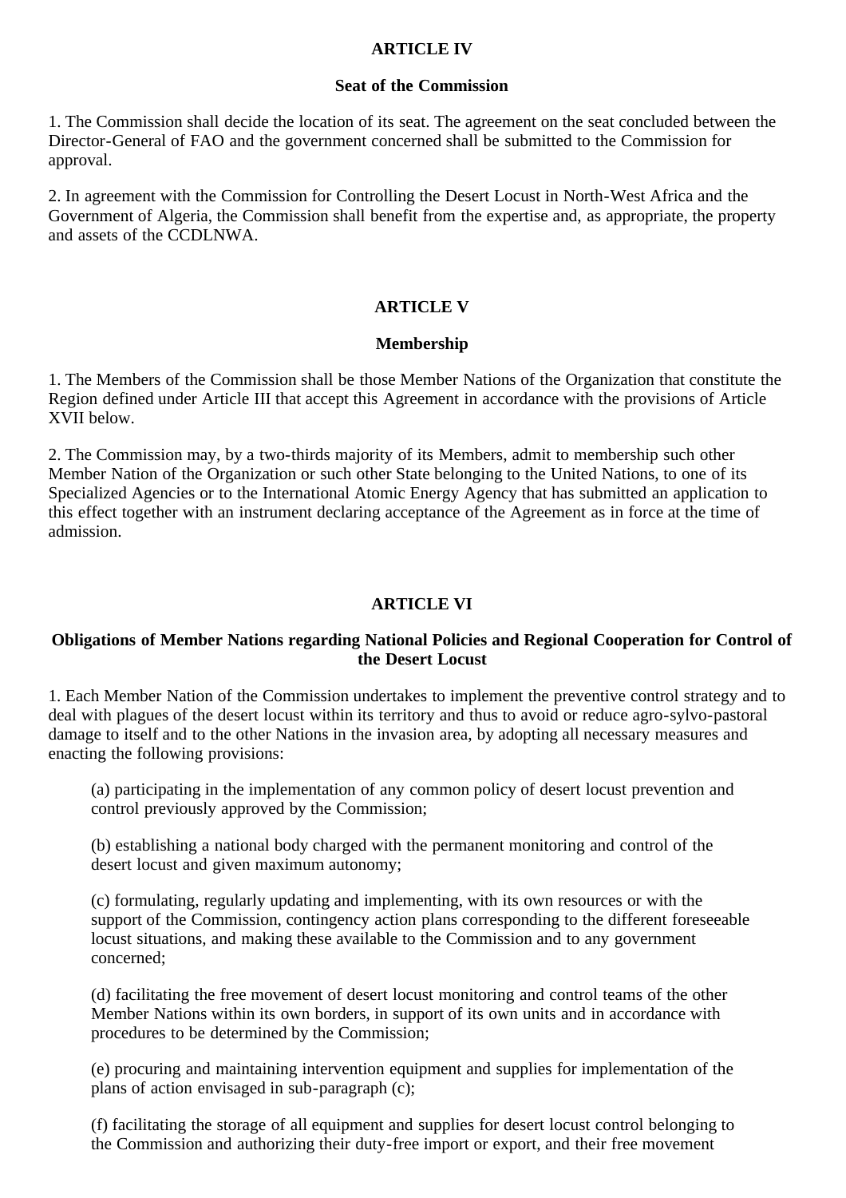## ARTICLE IV

### Seat of the Commission

1. The Commission shall decide the location of its seat. The agreement on the seat concluded between the Director-General of FAO and the government concerned shall be submitted to the Commission for approval.

2. In agreement with the Commission for Controlling the Desert Locust in North-West Africa and the Government of Algeria, the Commission shall benefit from the expertise and, as appropriate, the property and assets of the CCDLNWA.

## ARTICLE V

### Membership

1. The Members of the Commission shall be those Member Nations of the Organization that constitute the Region defined under Article III that accept this Agreement in accordance with the provisions of Article XVII below.

2. The Commission may, by a two-thirds majority of its Members, admit to membership such other Member Nation of the Organization or such other State belonging to the United Nations, to one of its Specialized Agencies or to the International Atomic Energy Agency that has submitted an application to this effect together with an instrument declaring acceptance of the Agreement as in force at the time of admission.

## ARTICLE VI

### Obligations of Member Nations regarding National Policies and Regional Cooperation for Control of the Desert Locust

1. Each Member Nation of the Commission undertakes to implement the preventive control strategy and to deal with plagues of the desert locust within its territory and thus to avoid or reduce agro-sylvo-pastoral damage to itself and to the other Nations in the invasion area, by adopting all necessary measures and enacting the following provisions:

(a) participating in the implementation of any common policy of desert locust prevention and control previously approved by the Commission;

(b) establishing a national body charged with the permanent monitoring and control of the desert locust and given maximum autonomy;

(c) formulating, regularly updating and implementing, with its own resources or with the support of the Commission, contingency action plans corresponding to the different foreseeable locust situations, and making these available to the Commission and to any government concerned;

(d) facilitating the free movement of desert locust monitoring and control teams of the other Member Nations within its own borders, in support of its own units and in accordance with procedures to be determined by the Commission;

(e) procuring and maintaining intervention equipment and supplies for implementation of the plans of action envisaged in sub-paragraph (c);

(f) facilitating the storage of all equipment and supplies for desert locust control belonging to the Commission and authorizing their duty-free import or export, and their free movement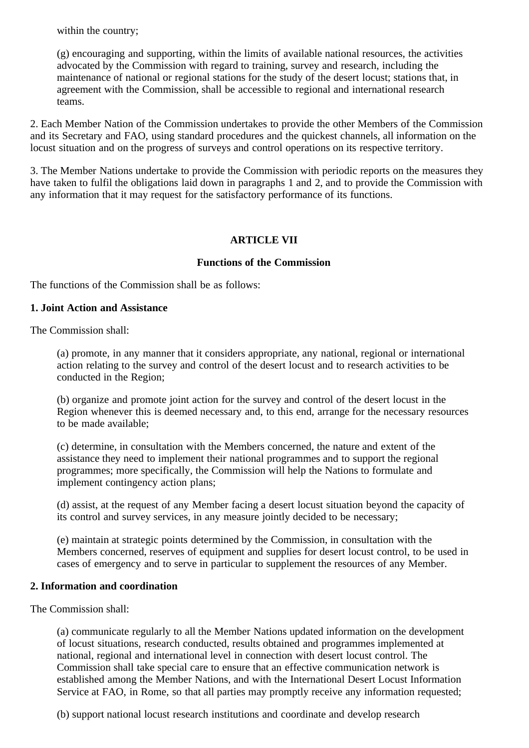within the country;

(g) encouraging and supporting, within the limits of available national resources, the activities advocated by the Commission with regard to training, survey and research, including the maintenance of national or regional stations for the study of the desert locust; stations that, in agreement with the Commission, shall be accessible to regional and international research teams.

2. Each Member Nation of the Commission undertakes to provide the other Members of the Commission and its Secretary and FAO, using standard procedures and the quickest channels, all information on the locust situation and on the progress of surveys and control operations on its respective territory.

3. The Member Nations undertake to provide the Commission with periodic reports on the measures they have taken to fulfil the obligations laid down in paragraphs 1 and 2, and to provide the Commission with any information that it may request for the satisfactory performance of its functions.

## ARTICLE VII

### Functions of the Commission

The functions of the Commission shall be as follows:

**1. Joint Action and Assistance**

The Commission shall:

(a) promote, in any manner that it considers appropriate, any national, regional or international action relating to the survey and control of the desert locust and to research activities to be conducted in the Region;

(b) organize and promote joint action for the survey and control of the desert locust in the Region whenever this is deemed necessary and, to this end, arrange for the necessary resources to be made available;

(c) determine, in consultation with the Members concerned, the nature and extent of the assistance they need to implement their national programmes and to support the regional programmes; more specifically, the Commission will help the Nations to formulate and implement contingency action plans;

(d) assist, at the request of any Member facing a desert locust situation beyond the capacity of its control and survey services, in any measure jointly decided to be necessary;

(e) maintain at strategic points determined by the Commission, in consultation with the Members concerned, reserves of equipment and supplies for desert locust control, to be used in cases of emergency and to serve in particular to supplement the resources of any Member.

**2. Information and coordination**

The Commission shall:

(a) communicate regularly to all the Member Nations updated information on the development of locust situations, research conducted, results obtained and programmes implemented at national, regional and international level in connection with desert locust control. The Commission shall take special care to ensure that an effective communication network is established among the Member Nations, and with the International Desert Locust Information Service at FAO, in Rome, so that all parties may promptly receive any information requested;

(b) support national locust research institutions and coordinate and develop research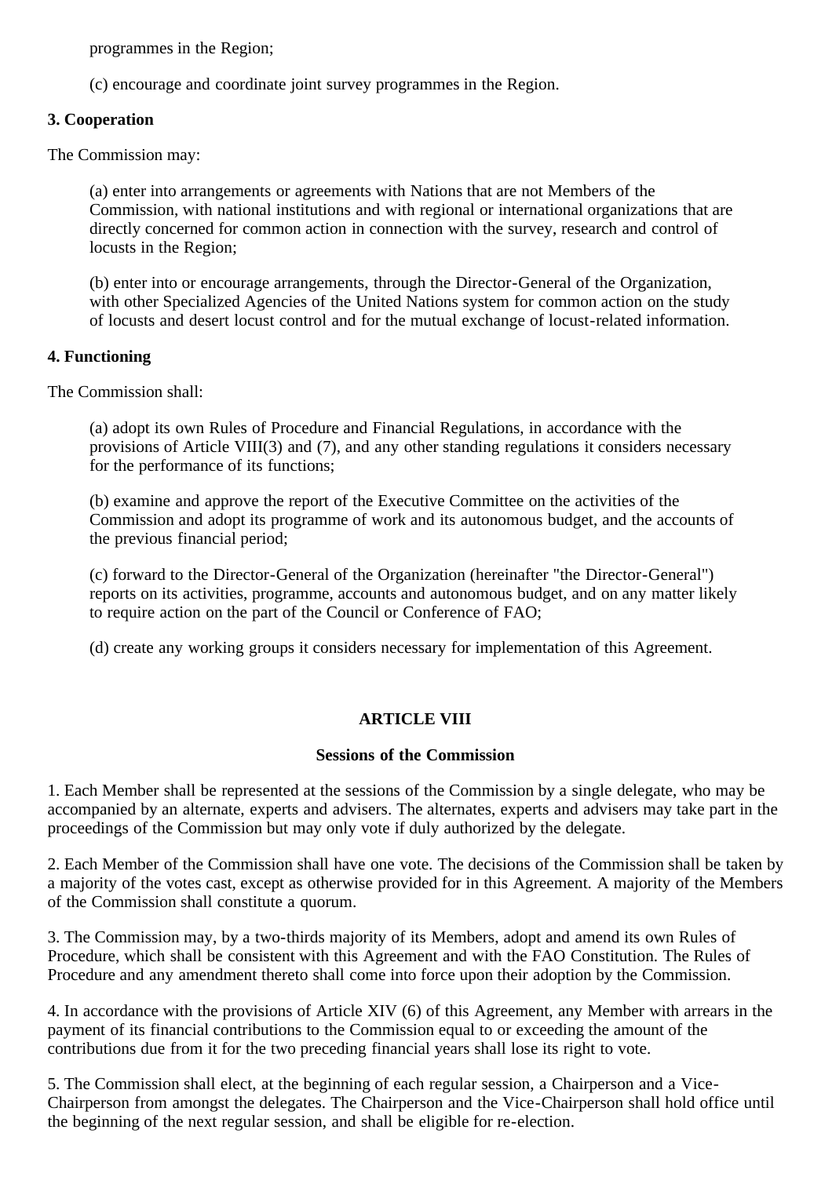programmes in the Region;

(c) encourage and coordinate joint survey programmes in the Region.

**3. Cooperation**

The Commission may:

(a) enter into arrangements or agreements with Nations that are not Members of the Commission, with national institutions and with regional or international organizations that are directly concerned for common action in connection with the survey, research and control of locusts in the Region;

(b) enter into or encourage arrangements, through the Director-General of the Organization, with other Specialized Agencies of the United Nations system for common action on the study of locusts and desert locust control and for the mutual exchange of locust-related information.

**4. Functioning**

The Commission shall:

(a) adopt its own Rules of Procedure and Financial Regulations, in accordance with the provisions of Article VIII(3) and (7), and any other standing regulations it considers necessary for the performance of its functions;

(b) examine and approve the report of the Executive Committee on the activities of the Commission and adopt its programme of work and its autonomous budget, and the accounts of the previous financial period;

(c) forward to the Director-General of the Organization (hereinafter "the Director-General") reports on its activities, programme, accounts and autonomous budget, and on any matter likely to require action on the part of the Council or Conference of FAO;

(d) create any working groups it considers necessary for implementation of this Agreement.

## ARTICLE VIII

### Sessions of the Commission

1. Each Member shall be represented at the sessions of the Commission by a single delegate, who may be accompanied by an alternate, experts and advisers. The alternates, experts and advisers may take part in the proceedings of the Commission but may only vote if duly authorized by the delegate.

2. Each Member of the Commission shall have one vote. The decisions of the Commission shall be taken by a majority of the votes cast, except as otherwise provided for in this Agreement. A majority of the Members of the Commission shall constitute a quorum.

3. The Commission may, by a two-thirds majority of its Members, adopt and amend its own Rules of Procedure, which shall be consistent with this Agreement and with the FAO Constitution. The Rules of Procedure and any amendment thereto shall come into force upon their adoption by the Commission.

4. In accordance with the provisions of Article XIV (6) of this Agreement, any Member with arrears in the payment of its financial contributions to the Commission equal to or exceeding the amount of the contributions due from it for the two preceding financial years shall lose its right to vote.

5. The Commission shall elect, at the beginning of each regular session, a Chairperson and a Vice-Chairperson from amongst the delegates. The Chairperson and the Vice-Chairperson shall hold office until the beginning of the next regular session, and shall be eligible for re-election.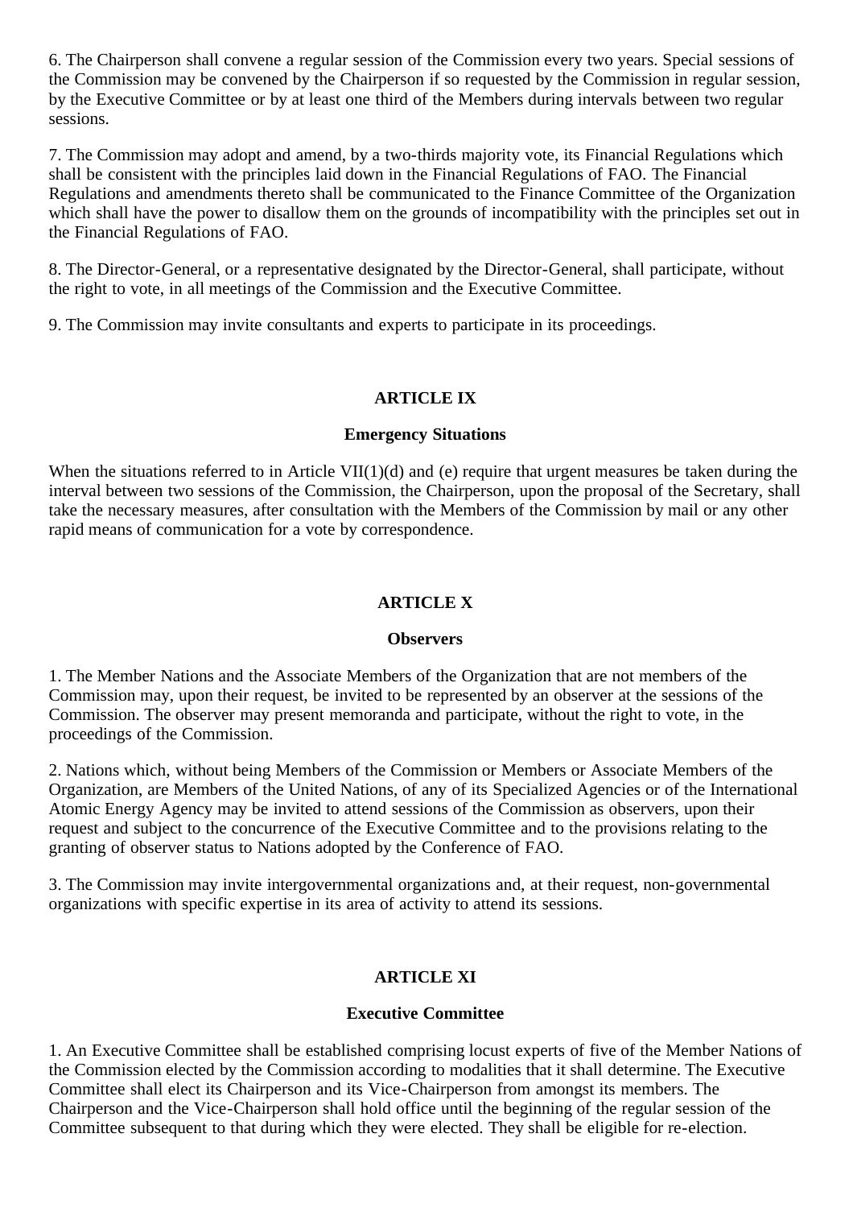6. The Chairperson shall convene a regular session of the Commission every two years. Special sessions of the Commission may be convened by the Chairperson if so requested by the Commission in regular session, by the Executive Committee or by at least one third of the Members during intervals between two regular sessions.

7. The Commission may adopt and amend, by a two-thirds majority vote, its Financial Regulations which shall be consistent with the principles laid down in the Financial Regulations of FAO. The Financial Regulations and amendments thereto shall be communicated to the Finance Committee of the Organization which shall have the power to disallow them on the grounds of incompatibility with the principles set out in the Financial Regulations of FAO.

8. The Director-General, or a representative designated by the Director-General, shall participate, without the right to vote, in all meetings of the Commission and the Executive Committee.

9. The Commission may invite consultants and experts to participate in its proceedings.

## ARTICLE IX

### Emergency Situations

When the situations referred to in Article VII(1)(d) and (e) require that urgent measures be taken during the interval between two sessions of the Commission, the Chairperson, upon the proposal of the Secretary, shall take the necessary measures, after consultation with the Members of the Commission by mail or any other rapid means of communication for a vote by correspondence.

## ARTICLE X

### Observers

1. The Member Nations and the Associate Members of the Organization that are not members of the Commission may, upon their request, be invited to be represented by an observer at the sessions of the Commission. The observer may present memoranda and participate, without the right to vote, in the proceedings of the Commission.

2. Nations which, without being Members of the Commission or Members or Associate Members of the Organization, are Members of the United Nations, of any of its Specialized Agencies or of the International Atomic Energy Agency may be invited to attend sessions of the Commission as observers, upon their request and subject to the concurrence of the Executive Committee and to the provisions relating to the granting of observer status to Nations adopted by the Conference of FAO.

3. The Commission may invite intergovernmental organizations and, at their request, non-governmental organizations with specific expertise in its area of activity to attend its sessions.

## ARTICLE XI

### Executive Committee

1. An Executive Committee shall be established comprising locust experts of five of the Member Nations of the Commission elected by the Commission according to modalities that it shall determine. The Executive Committee shall elect its Chairperson and its Vice-Chairperson from amongst its members. The Chairperson and the Vice-Chairperson shall hold office until the beginning of the regular session of the Committee subsequent to that during which they were elected. They shall be eligible for re-election.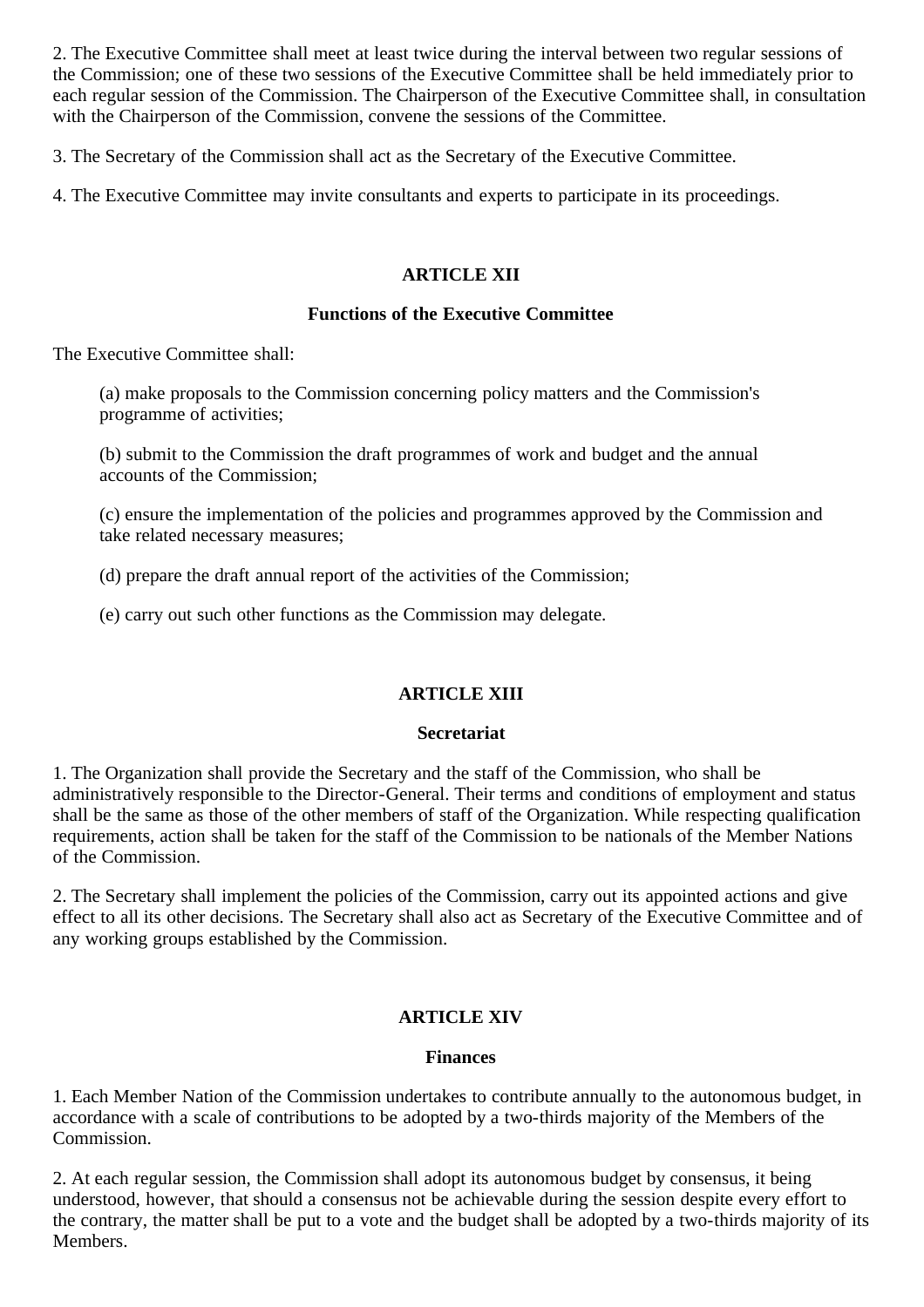2. The Executive Committee shall meet at least twice during the interval between two regular sessions of the Commission; one of these two sessions of the Executive Committee shall be held immediately prior to each regular session of the Commission. The Chairperson of the Executive Committee shall, in consultation with the Chairperson of the Commission, convene the sessions of the Committee.

3. The Secretary of the Commission shall act as the Secretary of the Executive Committee.

4. The Executive Committee may invite consultants and experts to participate in its proceedings.

## ARTICLE XII

### Functions of the Executive Committee

The Executive Committee shall:

(a) make proposals to the Commission concerning policy matters and the Commission's programme of activities;

(b) submit to the Commission the draft programmes of work and budget and the annual accounts of the Commission;

(c) ensure the implementation of the policies and programmes approved by the Commission and take related necessary measures;

(d) prepare the draft annual report of the activities of the Commission;

(e) carry out such other functions as the Commission may delegate.

## ARTICLE XIII

### Secretariat

1. The Organization shall provide the Secretary and the staff of the Commission, who shall be administratively responsible to the Director-General. Their terms and conditions of employment and status shall be the same as those of the other members of staff of the Organization. While respecting qualification requirements, action shall be taken for the staff of the Commission to be nationals of the Member Nations of the Commission.

2. The Secretary shall implement the policies of the Commission, carry out its appointed actions and give effect to all its other decisions. The Secretary shall also act as Secretary of the Executive Committee and of any working groups established by the Commission.

## ARTICLE XIV

### Finances

1. Each Member Nation of the Commission undertakes to contribute annually to the autonomous budget, in accordance with a scale of contributions to be adopted by a two-thirds majority of the Members of the Commission.

2. At each regular session, the Commission shall adopt its autonomous budget by consensus, it being understood, however, that should a consensus not be achievable during the session despite every effort to the contrary, the matter shall be put to a vote and the budget shall be adopted by a two-thirds majority of its Members.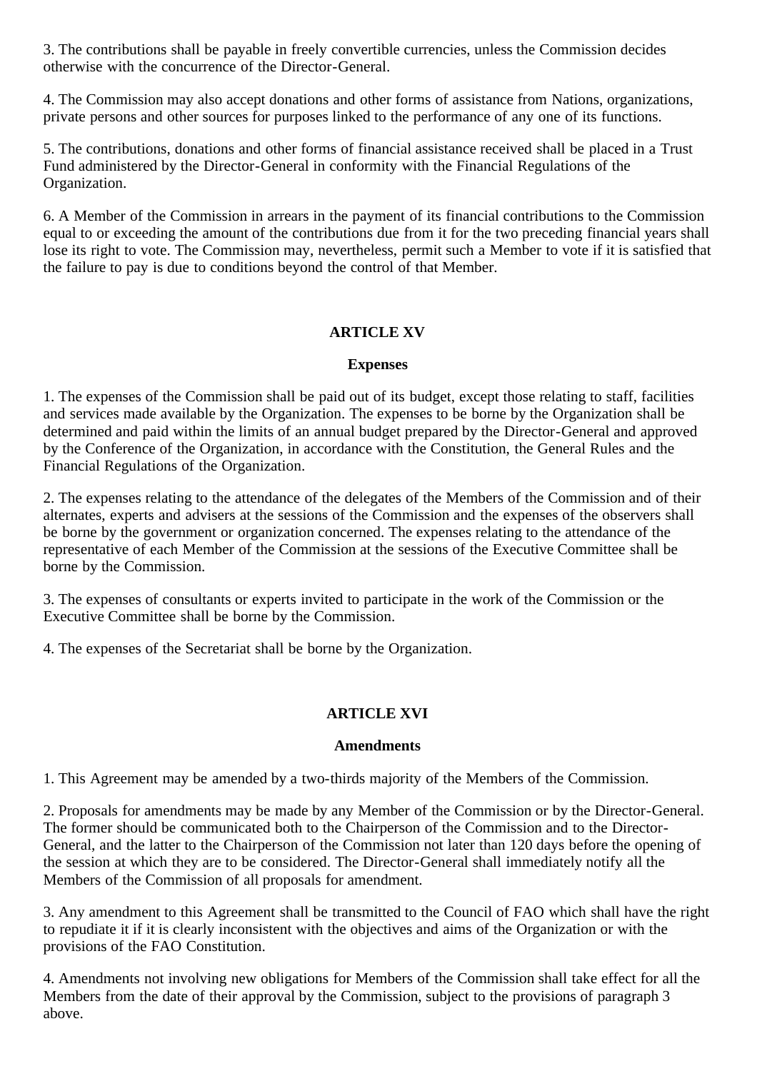3. The contributions shall be payable in freely convertible currencies, unless the Commission decides otherwise with the concurrence of the Director-General.

4. The Commission may also accept donations and other forms of assistance from Nations, organizations, private persons and other sources for purposes linked to the performance of any one of its functions.

5. The contributions, donations and other forms of financial assistance received shall be placed in a Trust Fund administered by the Director-General in conformity with the Financial Regulations of the Organization.

6. A Member of the Commission in arrears in the payment of its financial contributions to the Commission equal to or exceeding the amount of the contributions due from it for the two preceding financial years shall lose its right to vote. The Commission may, nevertheless, permit such a Member to vote if it is satisfied that the failure to pay is due to conditions beyond the control of that Member.

## ARTICLE XV

### Expenses

1. The expenses of the Commission shall be paid out of its budget, except those relating to staff, facilities and services made available by the Organization. The expenses to be borne by the Organization shall be determined and paid within the limits of an annual budget prepared by the Director-General and approved by the Conference of the Organization, in accordance with the Constitution, the General Rules and the Financial Regulations of the Organization.

2. The expenses relating to the attendance of the delegates of the Members of the Commission and of their alternates, experts and advisers at the sessions of the Commission and the expenses of the observers shall be borne by the government or organization concerned. The expenses relating to the attendance of the representative of each Member of the Commission at the sessions of the Executive Committee shall be borne by the Commission.

3. The expenses of consultants or experts invited to participate in the work of the Commission or the Executive Committee shall be borne by the Commission.

4. The expenses of the Secretariat shall be borne by the Organization.

## ARTICLE XVI

### Amendments

1. This Agreement may be amended by a two-thirds majority of the Members of the Commission.

2. Proposals for amendments may be made by any Member of the Commission or by the Director-General. The former should be communicated both to the Chairperson of the Commission and to the Director-General, and the latter to the Chairperson of the Commission not later than 120 days before the opening of the session at which they are to be considered. The Director-General shall immediately notify all the Members of the Commission of all proposals for amendment.

3. Any amendment to this Agreement shall be transmitted to the Council of FAO which shall have the right to repudiate it if it is clearly inconsistent with the objectives and aims of the Organization or with the provisions of the FAO Constitution.

4. Amendments not involving new obligations for Members of the Commission shall take effect for all the Members from the date of their approval by the Commission, subject to the provisions of paragraph 3 above.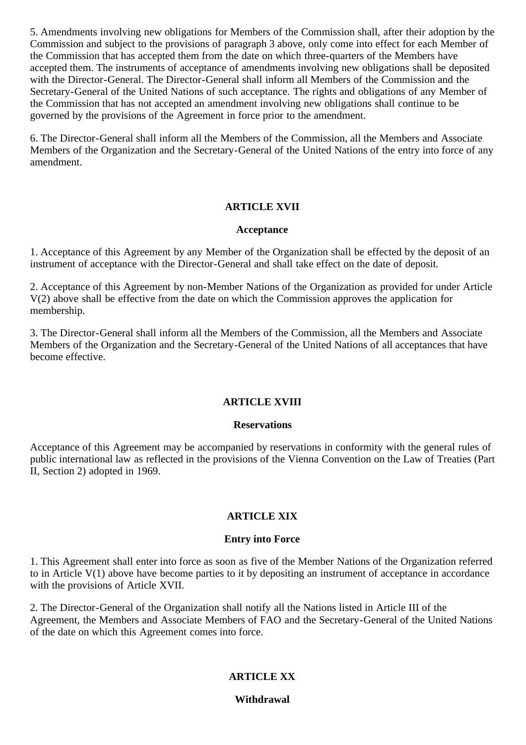5. Amendments involving new obligations for Members of the Commission shall, after their adoption by the Commission and subject to the provisions of paragraph 3 above, only come into effect for each Member of the Commission that has accepted them from the date on which three-quarters of the Members have accepted them. The instruments of acceptance of amendments involving new obligations shall be deposited with the Director-General. The Director-General shall inform all Members of the Commission and the Secretary-General of the United Nations of such acceptance. The rights and obligations of any Member of the Commission that has not accepted an amendment involving new obligations shall continue to be governed by the provisions of the Agreement in force prior to the amendment.

6. The Director-General shall inform all the Members of the Commission, all the Members and Associate Members of the Organization and the Secretary-General of the United Nations of the entry into force of any amendment.

## ARTICLE XVII

### Acceptance

1. Acceptance of this Agreement by any Member of the Organization shall be effected by the deposit of an instrument of acceptance with the Director-General and shall take effect on the date of deposit.

2. Acceptance of this Agreement by non-Member Nations of the Organization as provided for under Article V(2) above shall be effective from the date on which the Commission approves the application for membership.

3. The Director-General shall inform all the Members of the Commission, all the Members and Associate Members of the Organization and the Secretary-General of the United Nations of all acceptances that have become effective.

## ARTICLE XVIII

### Reservations

Acceptance of this Agreement may be accompanied by reservations in conformity with the general rules of public international law as reflected in the provisions of the Vienna Convention on the Law of Treaties (Part II, Section 2) adopted in 1969.

## ARTICLE XIX

### Entry into Force

1. This Agreement shall enter into force as soon as five of the Member Nations of the Organization referred to in Article V(1) above have become parties to it by depositing an instrument of acceptance in accordance with the provisions of Article XVII.

2. The Director-General of the Organization shall notify all the Nations listed in Article III of the Agreement, the Members and Associate Members of FAO and the Secretary-General of the United Nations of the date on which this Agreement comes into force.

## ARTICLE XX

### Withdrawal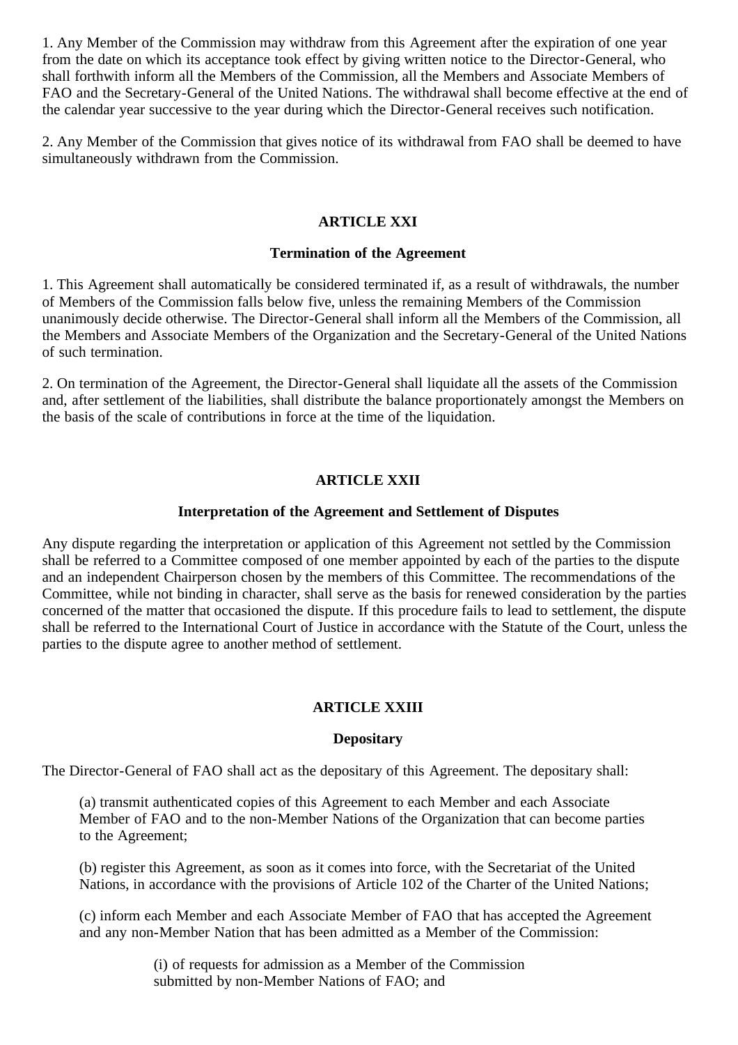1. Any Member of the Commission may withdraw from this Agreement after the expiration of one year from the date on which its acceptance took effect by giving written notice to the Director-General, who shall forthwith inform all the Members of the Commission, all the Members and Associate Members of FAO and the Secretary-General of the United Nations. The withdrawal shall become effective at the end of the calendar year successive to the year during which the Director-General receives such notification.

2. Any Member of the Commission that gives notice of its withdrawal from FAO shall be deemed to have simultaneously withdrawn from the Commission.

## ARTICLE XXI

### Termination of the Agreement

1. This Agreement shall automatically be considered terminated if, as a result of withdrawals, the number of Members of the Commission falls below five, unless the remaining Members of the Commission unanimously decide otherwise. The Director-General shall inform all the Members of the Commission, all the Members and Associate Members of the Organization and the Secretary-General of the United Nations of such termination.

2. On termination of the Agreement, the Director-General shall liquidate all the assets of the Commission and, after settlement of the liabilities, shall distribute the balance proportionately amongst the Members on the basis of the scale of contributions in force at the time of the liquidation.

## ARTICLE XXII

### Interpretation of the Agreement and Settlement of Disputes

Any dispute regarding the interpretation or application of this Agreement not settled by the Commission shall be referred to a Committee composed of one member appointed by each of the parties to the dispute and an independent Chairperson chosen by the members of this Committee. The recommendations of the Committee, while not binding in character, shall serve as the basis for renewed consideration by the parties concerned of the matter that occasioned the dispute. If this procedure fails to lead to settlement, the dispute shall be referred to the International Court of Justice in accordance with the Statute of the Court, unless the parties to the dispute agree to another method of settlement.

## ARTICLE XXIII

### Depositary

The Director-General of FAO shall act as the depositary of this Agreement. The depositary shall:

(a) transmit authenticated copies of this Agreement to each Member and each Associate Member of FAO and to the non-Member Nations of the Organization that can become parties to the Agreement;

(b) register this Agreement, as soon as it comes into force, with the Secretariat of the United Nations, in accordance with the provisions of Article 102 of the Charter of the United Nations;

(c) inform each Member and each Associate Member of FAO that has accepted the Agreement and any non-Member Nation that has been admitted as a Member of the Commission:

(i) of requests for admission as a Member of the Commission submitted by non-Member Nations of FAO; and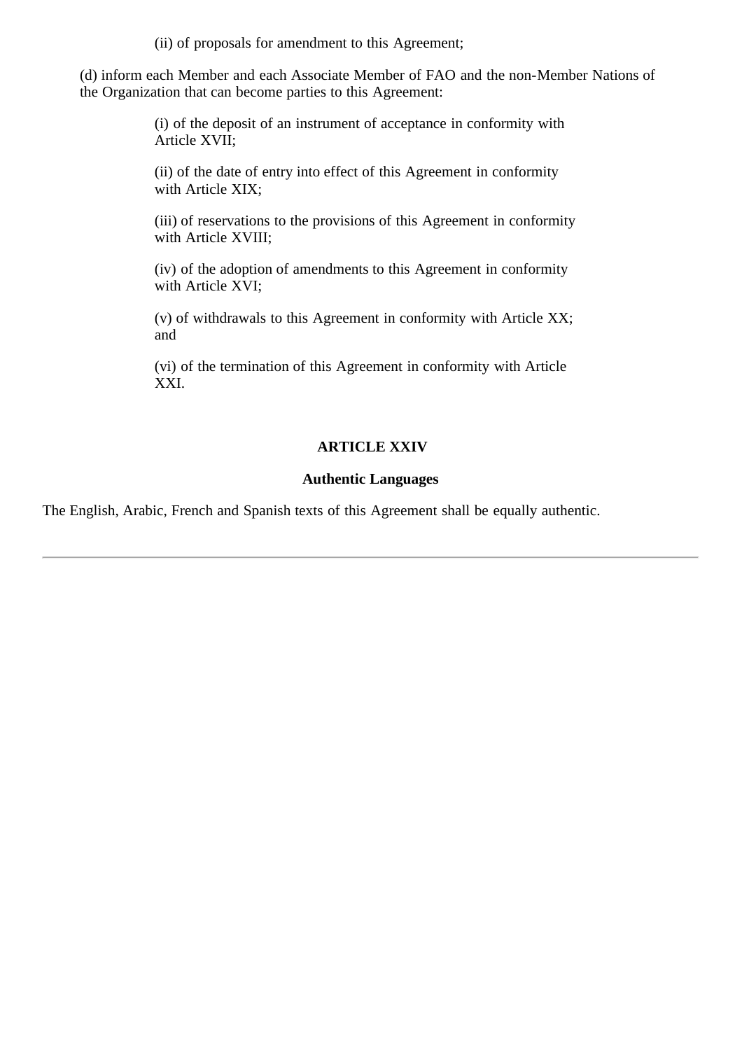(ii) of proposals for amendment to this Agreement;

(d) inform each Member and each Associate Member of FAO and the non-Member Nations of the Organization that can become parties to this Agreement:

(i) of the deposit of an instrument of acceptance in conformity with Article XVII;

(ii) of the date of entry into effect of this Agreement in conformity with Article XIX;

(iii) of reservations to the provisions of this Agreement in conformity with Article XVIII;

(iv) of the adoption of amendments to this Agreement in conformity with Article XVI;

(v) of withdrawals to this Agreement in conformity with Article XX; and

(vi) of the termination of this Agreement in conformity with Article XXI.

**ARTICLE XXIV**

**Authentic Languages**

The English, Arabic, French and Spanish texts of this Agreement shall be equally authentic.

---